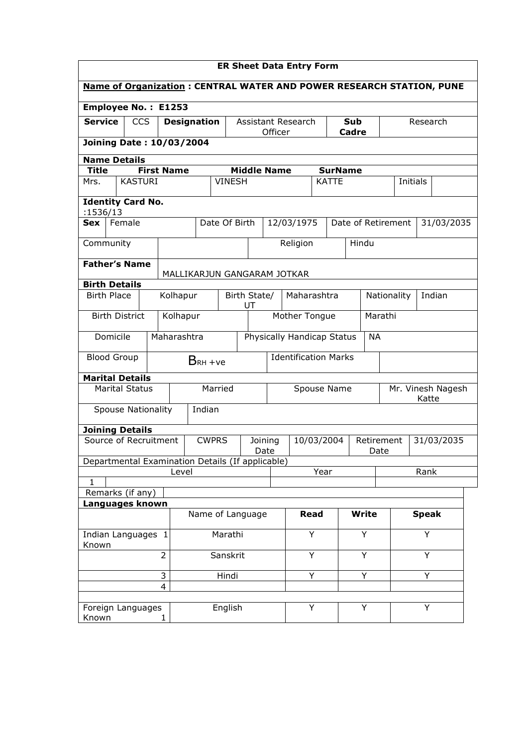# ER Sheet Data Entry Form

**Name of Organization : CENTRAL WATER AND POWER RESEARCH STATION, PUNE**

**Employee No. : E1253**

| **Service** | CCS | **Designation** | Assistant Research Officer | **Sub Cadre** | Research |
|---|---|---|---|---|---|

**Joining Date : 10/03/2004**

**Name Details**

| **Title** | **First Name** | **Middle Name** | **SurName** | | |
|---|---|---|---|---|---|
| Mrs. | KASTURI | VINESH | KATTE | Initials | |

**Identity Card No.** :1536/13

| **Sex** | Female | Date Of Birth | 12/03/1975 | Date of Retirement | 31/03/2035 |
|---|---|---|---|---|---|
| Community | | | Religion | Hindu | |

| **Father's Name** | MALLIKARJUN GANGARAM JOTKAR |
|---|---|

**Birth Details**

| Birth Place | Kolhapur | Birth State/ UT | Maharashtra | Nationality | Indian |
|---|---|---|---|---|---|
| Birth District | Kolhapur | | Mother Tongue | Marathi | |
| Domicile | Maharashtra | | Physically Handicap Status | NA | |
| Blood Group | B RH +ve | | Identification Marks | | |

**Marital Details**

| Marital Status | Married | Spouse Name | Mr. Vinesh Nagesh Katte |
|---|---|---|---|
| Spouse Nationality | Indian | | |

**Joining Details**

| Source of Recruitment | CWPRS | Joining Date | 10/03/2004 | Retirement Date | 31/03/2035 |
|---|---|---|---|---|---|

Departmental Examination Details (If applicable)

| | Level | Year | Rank |
|---|---|---|---|
| 1 | | | |

Remarks (if any)

**Languages known**

| | | Name of Language | **Read** | **Write** | **Speak** |
|---|---|---|---|---|---|
| Indian Languages Known | 1 | Marathi | Y | Y | Y |
| | 2 | Sanskrit | Y | Y | Y |
| | 3 | Hindi | Y | Y | Y |
| | 4 | | | | |
| Foreign Languages Known | 1 | English | Y | Y | Y |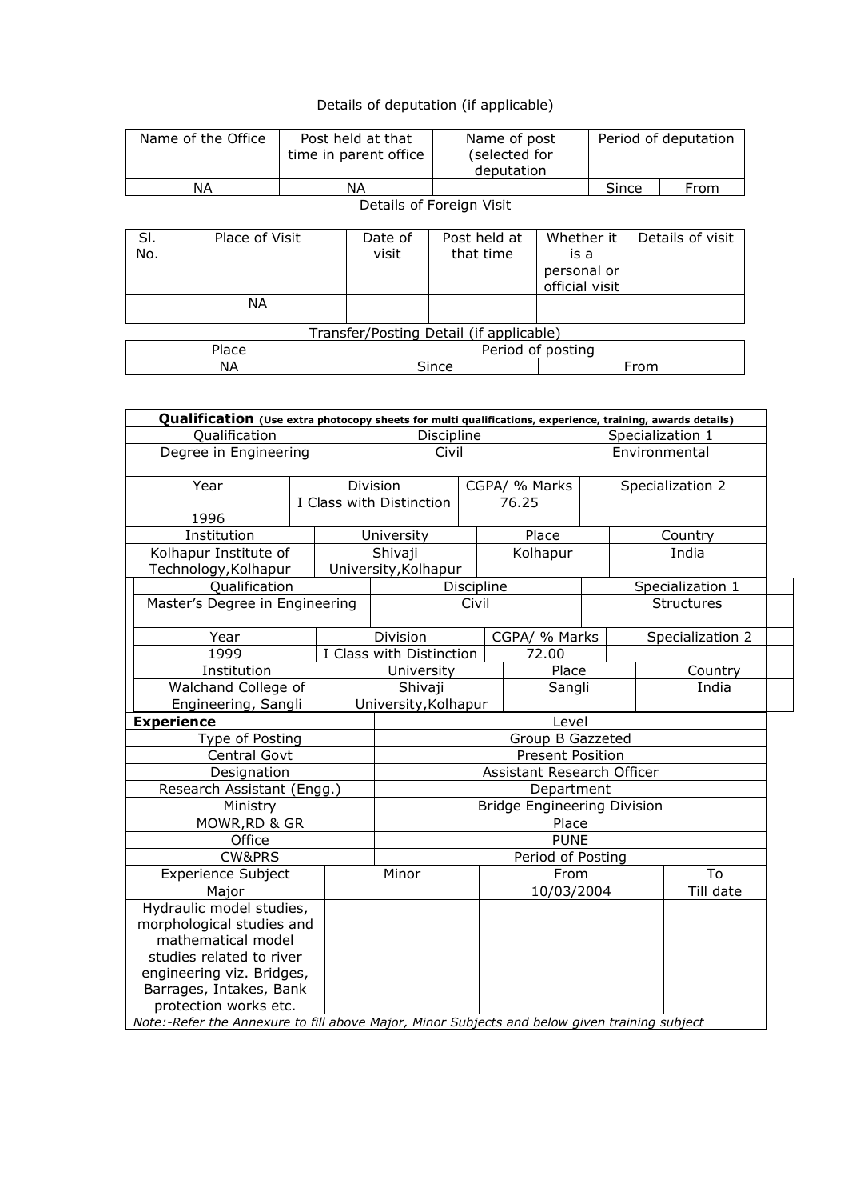Details of deputation (if applicable)

| Name of the Office | Post held at that time in parent office | Name of post (selected for deputation | Period of deputation | |
|---|---|---|---|---|
| NA | NA | | Since | From |

Details of Foreign Visit

| Sl. No. | Place of Visit | Date of visit | Post held at that time | Whether it is a personal or official visit | Details of visit |
|---|---|---|---|---|---|
| | NA | | | | |

Transfer/Posting Detail (if applicable)

| Place | Period of posting | |
|---|---|---|
| NA | Since | From |

**Qualification** **(Use extra photocopy sheets for multi qualifications, experience, training, awards details)**

| Qualification | Discipline | Specialization 1 |
|---|---|---|
| Degree in Engineering | Civil | Environmental |

| Year | Division | CGPA/ % Marks | Specialization 2 |
|---|---|---|---|
| 1996 | I Class with Distinction | 76.25 | |

| Institution | University | Place | Country |
|---|---|---|---|
| Kolhapur Institute of Technology,Kolhapur | Shivaji University,Kolhapur | Kolhapur | India |

| Qualification | Discipline | Specialization 1 |
|---|---|---|
| Master's Degree in Engineering | Civil | Structures |

| Year | Division | CGPA/ % Marks | Specialization 2 |
|---|---|---|---|
| 1999 | I Class with Distinction | 72.00 | |

| Institution | University | Place | Country |
|---|---|---|---|
| Walchand College of Engineering, Sangli | Shivaji University,Kolhapur | Sangli | India |

**Experience**

| Type of Posting | Level |
|---|---|
| Central Govt | Group B Gazzeted |
| Designation | Present Position |
| Research Assistant (Engg.) | Assistant Research Officer |
| Ministry | Department |
| MOWR,RD & GR | Bridge Engineering Division |
| Office | Place |
| CW&PRS | PUNE |
| | Period of Posting |

| Experience Subject | Minor | From | To |
|---|---|---|---|
| Major | | 10/03/2004 | Till date |
| Hydraulic model studies, morphological studies and mathematical model studies related to river engineering viz. Bridges, Barrages, Intakes, Bank protection works etc. | | | |

*Note:-Refer the Annexure to fill above Major, Minor Subjects and below given training subject*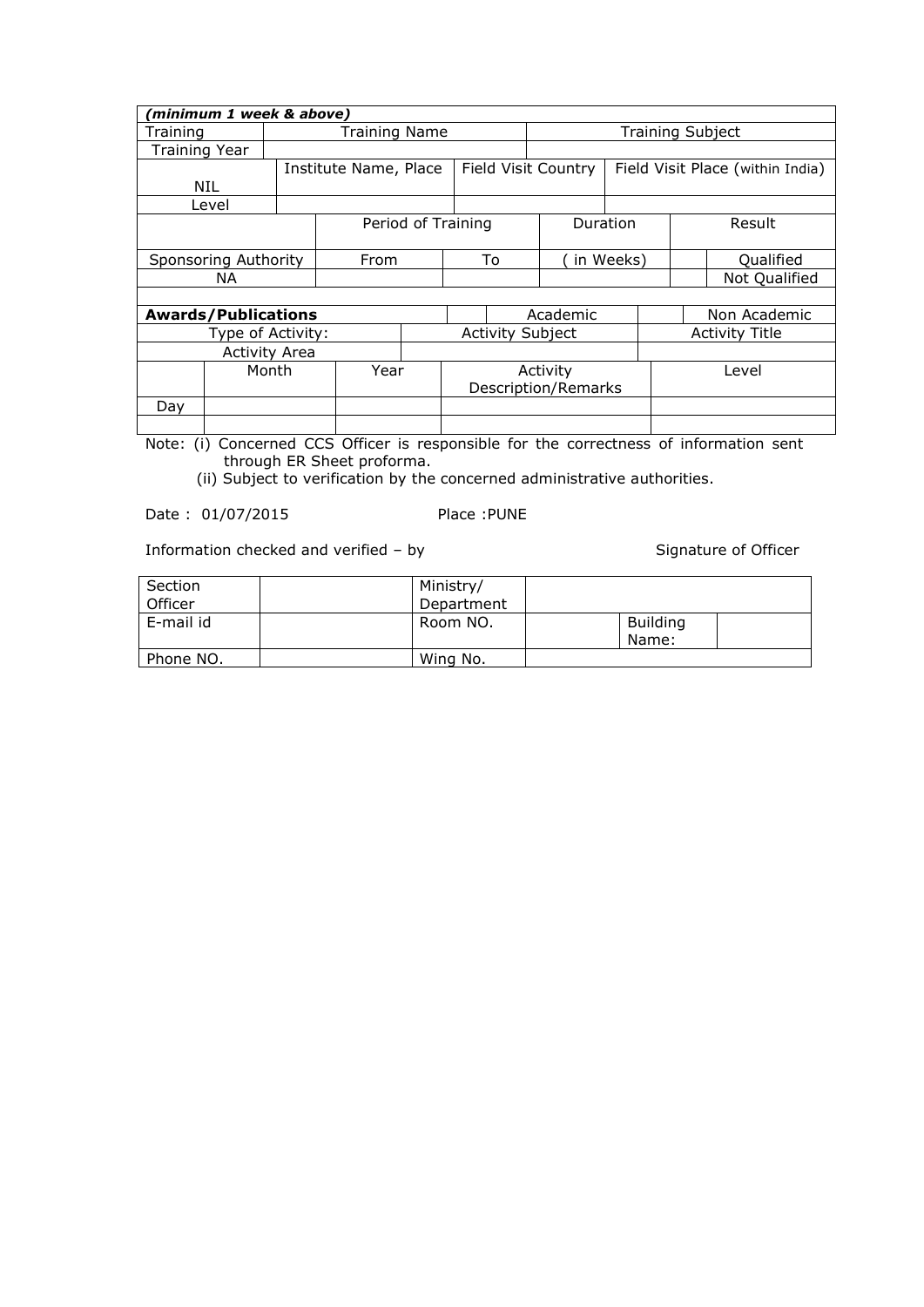| *(minimum 1 week & above)* | | | | | | | | |
|---|---|---|---|---|---|---|---|---|
| Training | Training Name | | | | Training Subject | | | |
| Training Year | | | | | | | | |
| NIL | Institute Name, Place | | Field Visit Country | | Field Visit Place (within India) | | | |
| Level | | | | | | | | |
| | Period of Training | | | Duration | | Result | | |
| Sponsoring Authority | From | | To | ( in Weeks) | | | Qualified | |
| NA | | | | | | | Not Qualified | |

| **Awards/Publications** | | | Academic | | Non Academic |
|---|---|---|---|---|---|
| Type of Activity: | | Activity Subject | | Activity Title | |
| Activity Area | | | | | |

| | Month | Year | Activity Description/Remarks | Level |
|---|---|---|---|---|
| Day | | | | |
| | | | | |

Note: (i) Concerned CCS Officer is responsible for the correctness of information sent through ER Sheet proforma.

(ii) Subject to verification by the concerned administrative authorities.

Date : 01/07/2015 Place :PUNE

Information checked and verified – by Signature of Officer

| | | | | | |
|---|---|---|---|---|---|
| Section Officer | | Ministry/ Department | | | |
| E-mail id | | Room NO. | | Building Name: | |
| Phone NO. | | Wing No. | | | |